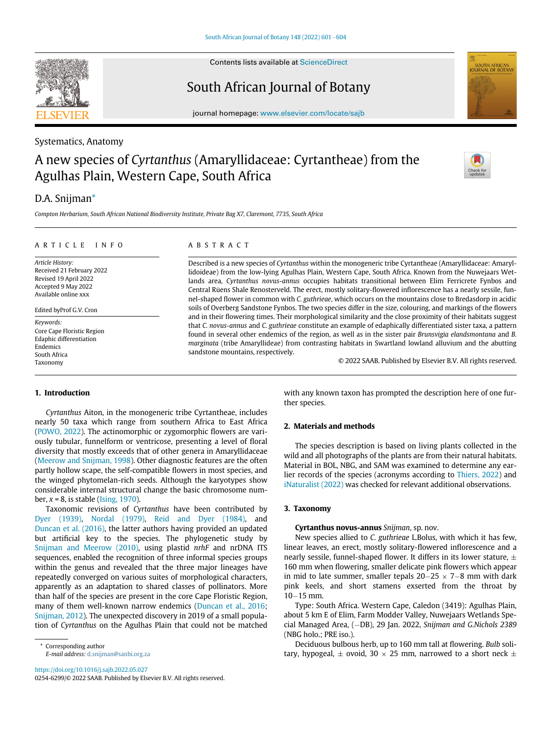Systematics, Anatomy

# A new species of *Cyrtanthus* (Amaryllidaceae: Cyrtantheae) from the Agulhas Plain, Western Cape, South Africa

D.A. Snijman*

*Compton Herbarium, South African National Biodiversity Institute, Private Bag X7, Claremont, 7735, South Africa*

**ARTICLE INFO**

*Article History:*
Received 21 February 2022
Revised 19 April 2022
Accepted 9 May 2022
Available online xxx

Edited byProf G.V. Cron

*Keywords:*
Core Cape Floristic Region
Edaphic differentiation
Endemics
South Africa
Taxonomy

**ABSTRACT**

Described is a new species of *Cyrtanthus* within the monogeneric tribe Cyrtantheae (Amaryllidaceae: Amaryllidoideae) from the low-lying Agulhas Plain, Western Cape, South Africa. Known from the Nuwejaars Wetlands area, *Cyrtanthus novus-annus* occupies habitats transitional between Elim Ferricrete Fynbos and Central Rûens Shale Renosterveld. The erect, mostly solitary-flowered inflorescence has a nearly sessile, funnel-shaped flower in common with *C. guthrieae*, which occurs on the mountains close to Bredasdorp in acidic soils of Overberg Sandstone Fynbos. The two species differ in the size, colouring, and markings of the flowers and in their flowering times. Their morphological similarity and the close proximity of their habitats suggest that *C. novus-annus* and *C. guthrieae* constitute an example of edaphically differentiated sister taxa, a pattern found in several other endemics of the region, as well as in the sister pair *Brunsvigia elandsmontana* and *B. marginata* (tribe Amaryllideae) from contrasting habitats in Swartland lowland alluvium and the abutting sandstone mountains, respectively.

© 2022 SAAB. Published by Elsevier B.V. All rights reserved.

## 1. Introduction

*Cyrtanthus* Aiton, in the monogeneric tribe Cyrtantheae, includes nearly 50 taxa which range from southern Africa to East Africa (POWO, 2022). The actinomorphic or zygomorphic flowers are variously tubular, funnelform or ventricose, presenting a level of floral diversity that mostly exceeds that of other genera in Amaryllidaceae (Meerow and Snijman, 1998). Other diagnostic features are the often partly hollow scape, the self-compatible flowers in most species, and the winged phytomelan-rich seeds. Although the karyotypes show considerable internal structural change the basic chromosome number, $x = 8$, is stable (Ising, 1970).

Taxonomic revisions of *Cyrtanthus* have been contributed by Dyer (1939), Nordal (1979), Reid and Dyer (1984), and Duncan et al. (2016), the latter authors having provided an updated but artificial key to the species. The phylogenetic study by Snijman and Meerow (2010), using plastid *nrhF* and nrDNA ITS sequences, enabled the recognition of three informal species groups within the genus and revealed that the three major lineages have repeatedly converged on various suites of morphological characters, apparently as an adaptation to shared classes of pollinators. More than half of the species are present in the core Cape Floristic Region, many of them well-known narrow endemics (Duncan et al., 2016; Snijman, 2012). The unexpected discovery in 2019 of a small population of *Cyrtanthus* on the Agulhas Plain that could not be matched with any known taxon has prompted the description here of one further species.

## 2. Materials and methods

The species description is based on living plants collected in the wild and all photographs of the plants are from their natural habitats. Material in BOL, NBG, and SAM was examined to determine any earlier records of the species (acronyms according to Thiers, 2022) and iNaturalist (2022) was checked for relevant additional observations.

## 3. Taxonomy

**Cyrtanthus novus-annus** *Snijman*, sp. nov.

New species allied to *C. guthrieae* L.Bolus, with which it has few, linear leaves, an erect, mostly solitary-flowered inflorescence and a nearly sessile, funnel-shaped flower. It differs in its lower stature, ± 160 mm when flowering, smaller delicate pink flowers which appear in mid to late summer, smaller tepals 20–25 × 7–8 mm with dark pink keels, and short stamens exserted from the throat by 10–15 mm.

Type: South Africa. Western Cape, Caledon (3419): Agulhas Plain, about 5 km E of Elim, Farm Modder Valley, Nuwejaars Wetlands Special Managed Area, (–DB), 29 Jan. 2022, *Snijman and G.Nichols 2389* (NBG holo.; PRE iso.).

Deciduous bulbous herb, up to 160 mm tall at flowering. *Bulb* solitary, hypogeal, ± ovoid, 30 × 25 mm, narrowed to a short neck ±

---

* Corresponding author
*E-mail address:* d.snijman@sanbi.org.za

https://doi.org/10.1016/j.sajb.2022.05.027
0254-6299/© 2022 SAAB. Published by Elsevier B.V. All rights reserved.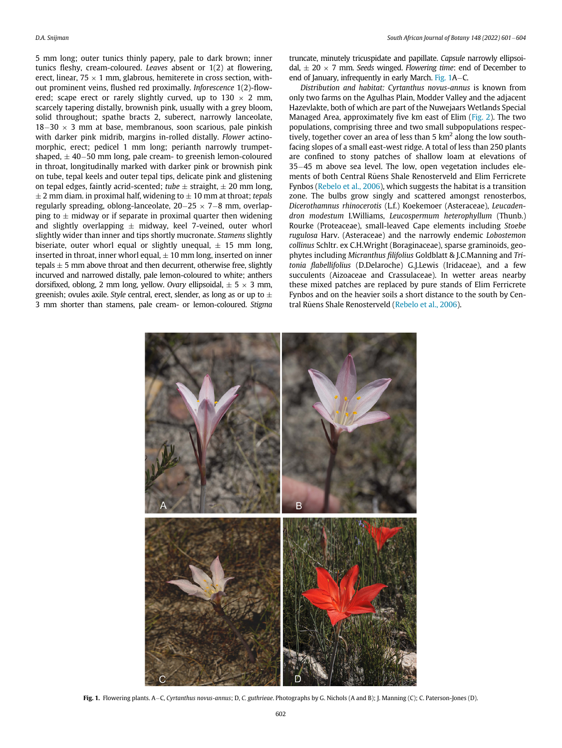5 mm long; outer tunics thinly papery, pale to dark brown; inner tunics fleshy, cream-coloured. *Leaves* absent or 1(2) at flowering, erect, linear, 75 × 1 mm, glabrous, hemiterete in cross section, without prominent veins, flushed red proximally. *Inforescence* 1(2)-flowered; scape erect or rarely slightly curved, up to 130 × 2 mm, scarcely tapering distally, brownish pink, usually with a grey bloom, solid throughout; spathe bracts 2, suberect, narrowly lanceolate, 18–30 × 3 mm at base, membranous, soon scarious, pale pinkish with darker pink midrib, margins in-rolled distally. *Flower* actinomorphic, erect; pedicel 1 mm long; perianth narrowly trumpet-shaped, ± 40–50 mm long, pale cream- to greenish lemon-coloured in throat, longitudinally marked with darker pink or brownish pink on tube, tepal keels and outer tepal tips, delicate pink and glistening on tepal edges, faintly acrid-scented; *tube* ± straight, ± 20 mm long, ± 2 mm diam. in proximal half, widening to ± 10 mm at throat; *tepals* regularly spreading, oblong-lanceolate, 20–25 × 7–8 mm, overlapping to ± midway or if separate in proximal quarter then widening and slightly overlapping ± midway, keel 7-veined, outer whorl slightly wider than inner and tips shortly mucronate. *Stamens* slightly biseriate, outer whorl equal or slightly unequal, ± 15 mm long, inserted in throat, inner whorl equal, ± 10 mm long, inserted on inner tepals ± 5 mm above throat and then decurrent, otherwise free, slightly incurved and narrowed distally, pale lemon-coloured to white; anthers dorsifixed, oblong, 2 mm long, yellow. *Ovary* ellipsoidal, ± 5 × 3 mm, greenish; ovules axile. *Style* central, erect, slender, as long as or up to ± 3 mm shorter than stamens, pale cream- or lemon-coloured. *Stigma* truncate, minutely tricuspidate and papillate. *Capsule* narrowly ellipsoidal, ± 20 × 7 mm. *Seeds* winged. *Flowering time*: end of December to end of January, infrequently in early March. Fig. 1A–C.

*Distribution and habitat: Cyrtanthus novus-annus* is known from only two farms on the Agulhas Plain, Modder Valley and the adjacent Hazevlakte, both of which are part of the Nuwejaars Wetlands Special Managed Area, approximately five km east of Elim (Fig. 2). The two populations, comprising three and two small subpopulations respectively, together cover an area of less than 5 km$^2$ along the low south-facing slopes of a small east-west ridge. A total of less than 250 plants are confined to stony patches of shallow loam at elevations of 35–45 m above sea level. The low, open vegetation includes elements of both Central Rûens Shale Renosterveld and Elim Ferricrete Fynbos (Rebelo et al., 2006), which suggests the habitat is a transition zone. The bulbs grow singly and scattered amongst renosterbos, *Dicerothamnus rhinocerotis* (L.f.) Koekemoer (Asteraceae), *Leucadendron modestum* I.Williams, *Leucospermum heterophyllum* (Thunb.) Rourke (Proteaceae), small-leaved Cape elements including *Stoebe rugulosa* Harv. (Asteraceae) and the narrowly endemic *Lobostemon collinus* Schltr. ex C.H.Wright (Boraginaceae), sparse graminoids, geophytes including *Micranthus filifolius* Goldblatt & J.C.Manning and *Tritonia flabellifolius* (D.Delaroche) G.J.Lewis (Iridaceae), and a few succulents (Aizoaceae and Crassulaceae). In wetter areas nearby these mixed patches are replaced by pure stands of Elim Ferricrete Fynbos and on the heavier soils a short distance to the south by Central Rûens Shale Renosterveld (Rebelo et al., 2006).

**Fig. 1.** Flowering plants. A–C, *Cyrtanthus novus-annus*; D, *C. guthrieae*. Photographs by G. Nichols (A and B); J. Manning (C); C. Paterson-Jones (D).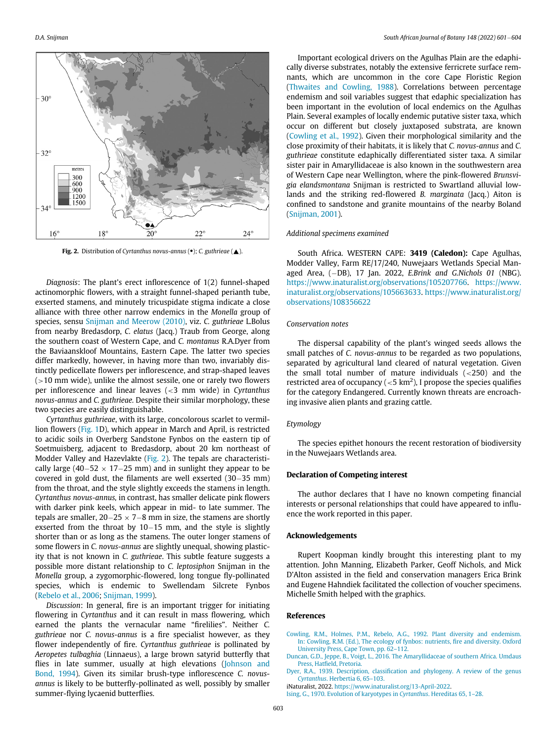Fig. 2. Distribution of *Cyrtanthus novus-annus* (•); *C. guthrieae* (▲).

*Diagnosis*: The plant's erect inflorescence of 1(2) funnel-shaped actinomorphic flowers, with a straight funnel-shaped perianth tube, exserted stamens, and minutely tricuspidate stigma indicate a close alliance with three other narrow endemics in the *Monella* group of species, sensu Snijman and Meerow (2010), viz. *C. guthrieae* L.Bolus from nearby Bredasdorp, *C. elatus* (Jacq.) Traub from George, along the southern coast of Western Cape, and *C. montanus* R.A.Dyer from the Baviaanskloof Mountains, Eastern Cape. The latter two species differ markedly, however, in having more than two, invariably distinctly pedicellate flowers per inflorescence, and strap-shaped leaves (>10 mm wide), unlike the almost sessile, one or rarely two flowers per inflorescence and linear leaves (<3 mm wide) in *Cyrtanthus novus-annus* and *C. guthrieae.* Despite their similar morphology, these two species are easily distinguishable.

*Cyrtanthus guthrieae*, with its large, concolorous scarlet to vermillion flowers (Fig. 1D), which appear in March and April, is restricted to acidic soils in Overberg Sandstone Fynbos on the eastern tip of Soetmuisberg, adjacent to Bredasdorp, about 20 km northeast of Modder Valley and Hazevlakte (Fig. 2). The tepals are characteristically large (40–52 × 17–25 mm) and in sunlight they appear to be covered in gold dust, the filaments are well exserted (30–35 mm) from the throat, and the style slightly exceeds the stamens in length. *Cyrtanthus novus-annus*, in contrast, has smaller delicate pink flowers with darker pink keels, which appear in mid- to late summer. The tepals are smaller, 20–25 × 7–8 mm in size, the stamens are shortly exserted from the throat by 10–15 mm, and the style is slightly shorter than or as long as the stamens. The outer longer stamens of some flowers in *C. novus-annus* are slightly unequal, showing plasticity that is not known in *C. guthrieae*. This subtle feature suggests a possible more distant relationship to *C. leptosiphon* Snijman in the *Monella* group, a zygomorphic-flowered, long tongue fly-pollinated species, which is endemic to Swellendam Silcrete Fynbos (Rebelo et al., 2006; Snijman, 1999).

*Discussion*: In general, fire is an important trigger for initiating flowering in *Cyrtanthus* and it can result in mass flowering, which earned the plants the vernacular name "firelilies". Neither *C. guthrieae* nor *C. novus-annus* is a fire specialist however, as they flower independently of fire. *Cyrtanthus guthrieae* is pollinated by *Aeropetes tulbaghia* (Linnaeus), a large brown satyrid butterfly that flies in late summer, usually at high elevations (Johnson and Bond, 1994). Given its similar brush-type inflorescence *C. novus-annus* is likely to be butterfly-pollinated as well, possibly by smaller summer-flying lycaenid butterflies.

Important ecological drivers on the Agulhas Plain are the edaphically diverse substrates, notably the extensive ferricrete surface remnants, which are uncommon in the core Cape Floristic Region (Thwaites and Cowling, 1988). Correlations between percentage endemism and soil variables suggest that edaphic specialization has been important in the evolution of local endemics on the Agulhas Plain. Several examples of locally endemic putative sister taxa, which occur on different but closely juxtaposed substrata, are known (Cowling et al., 1992). Given their morphological similarity and the close proximity of their habitats, it is likely that *C. novus-annus* and *C. guthrieae* constitute edaphically differentiated sister taxa. A similar sister pair in Amaryllidaceae is also known in the southwestern area of Western Cape near Wellington, where the pink-flowered *Brunsvigia elandsmontana* Snijman is restricted to Swartland alluvial lowlands and the striking red-flowered *B. marginata* (Jacq.) Aiton is confined to sandstone and granite mountains of the nearby Boland (Snijman, 2001).

*Additional specimens examined*

South Africa. WESTERN CAPE: **3419 (Caledon):** Cape Agulhas, Modder Valley, Farm RE/17/240, Nuwejaars Wetlands Special Managed Area, (–DB), 17 Jan. 2022, *E.Brink and G.Nichols 01* (NBG). https://www.inaturalist.org/observations/105207766. https://www.inaturalist.org/observations/105663633. https://www.inaturalist.org/observations/108356622

*Conservation notes*

The dispersal capability of the plant's winged seeds allows the small patches of *C. novus-annus* to be regarded as two populations, separated by agricultural land cleared of natural vegetation. Given the small total number of mature individuals (<250) and the restricted area of occupancy (<5 km$^2$), I propose the species qualifies for the category Endangered. Currently known threats are encroaching invasive alien plants and grazing cattle.

*Etymology*

The species epithet honours the recent restoration of biodiversity in the Nuwejaars Wetlands area.

## Declaration of Competing interest

The author declares that I have no known competing financial interests or personal relationships that could have appeared to influence the work reported in this paper.

## Acknowledgements

Rupert Koopman kindly brought this interesting plant to my attention. John Manning, Elizabeth Parker, Geoff Nichols, and Mick D'Alton assisted in the field and conservation managers Erica Brink and Eugene Hahndiek facilitated the collection of voucher specimens. Michelle Smith helped with the graphics.

## References

Cowling, R.M., Holmes, P.M., Rebelo, A.G., 1992. Plant diversity and endemism. In: Cowling, R.M. (Ed.), The ecology of fynbos: nutrients, fire and diversity. Oxford University Press, Cape Town, pp. 62–112.

Duncan, G.D., Jeppe, B., Voigt, L., 2016. The Amaryllidaceae of southern Africa. Umdaus Press, Hatfield, Pretoria.

Dyer, R.A., 1939. Description, classification and phylogeny. A review of the genus *Cyrtanthus*. Herbertia 6, 65–103.

iNaturalist, 2022. https://www.inaturalist.org/13-April-2022.

Ising, G., 1970. Evolution of karyotypes in *Cyrtanthus*. Hereditas 65, 1–28.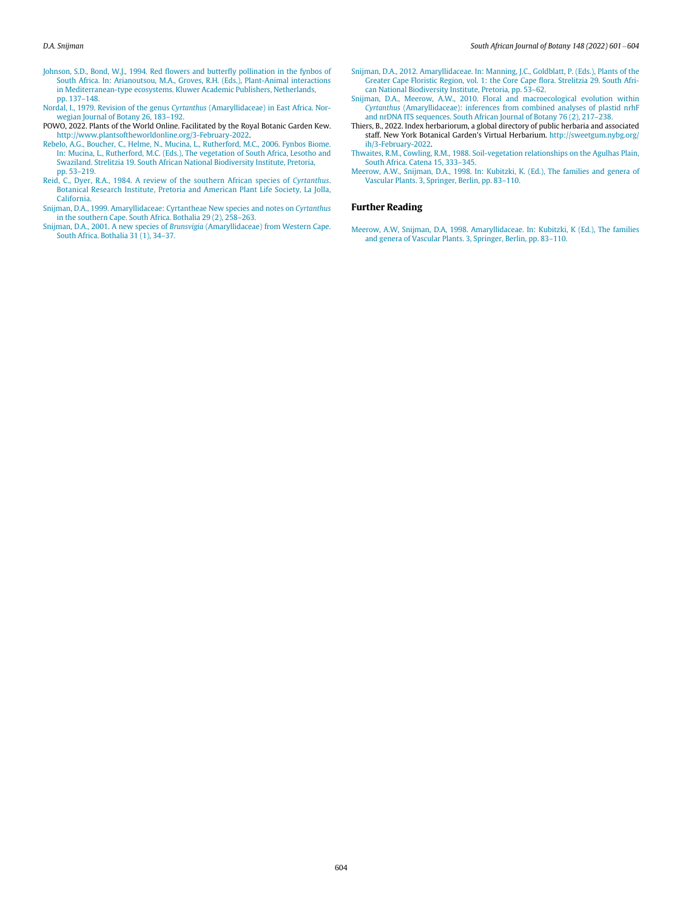Johnson, S.D., Bond, W.J., 1994. Red flowers and butterfly pollination in the fynbos of South Africa. In: Arianoutsou, M.A., Groves, R.H. (Eds.), Plant-Animal interactions in Mediterranean-type ecosystems. Kluwer Academic Publishers, Netherlands, pp. 137–148.

Nordal, I., 1979. Revision of the genus *Cyrtanthus* (Amaryllidaceae) in East Africa. Norwegian Journal of Botany 26, 183–192.

POWO, 2022. Plants of the World Online. Facilitated by the Royal Botanic Garden Kew. http://www.plantsoftheworldonline.org/3-February-2022.

Rebelo, A.G., Boucher, C., Helme, N., Mucina, L., Rutherford, M.C., 2006. Fynbos Biome. In: Mucina, L., Rutherford, M.C. (Eds.), The vegetation of South Africa, Lesotho and Swaziland. Strelitzia 19. South African National Biodiversity Institute, Pretoria, pp. 53–219.

Reid, C., Dyer, R.A., 1984. A review of the southern African species of *Cyrtanthus*. Botanical Research Institute, Pretoria and American Plant Life Society, La Jolla, California.

Snijman, D.A., 1999. Amaryllidaceae: Cyrtantheae New species and notes on *Cyrtanthus* in the southern Cape. South Africa. Bothalia 29 (2), 258–263.

Snijman, D.A., 2001. A new species of *Brunsvigia* (Amaryllidaceae) from Western Cape. South Africa. Bothalia 31 (1), 34–37.

Snijman, D.A., 2012. Amaryllidaceae. In: Manning, J.C., Goldblatt, P. (Eds.), Plants of the Greater Cape Floristic Region, vol. 1: the Core Cape flora. Strelitzia 29. South African National Biodiversity Institute, Pretoria, pp. 53–62.

Snijman, D.A., Meerow, A.W., 2010. Floral and macroecological evolution within *Cyrtanthus* (Amaryllidaceae): inferences from combined analyses of plastid nrhF and nrDNA ITS sequences. South African Journal of Botany 76 (2), 217–238.

Thiers, B., 2022. Index herbariorum, a global directory of public herbaria and associated staff. New York Botanical Garden's Virtual Herbarium. http://sweetgum.nybg.org/ih/3-February-2022.

Thwaites, R.M., Cowling, R.M., 1988. Soil-vegetation relationships on the Agulhas Plain, South Africa. Catena 15, 333–345.

Meerow, A.W., Snijman, D.A., 1998. In: Kubitzki, K. (Ed.), The families and genera of Vascular Plants. 3, Springer, Berlin, pp. 83–110.

## Further Reading

Meerow, A.W, Snijman, D.A, 1998. Amaryllidaceae. In: Kubitzki, K (Ed.), The families and genera of Vascular Plants. 3, Springer, Berlin, pp. 83–110.